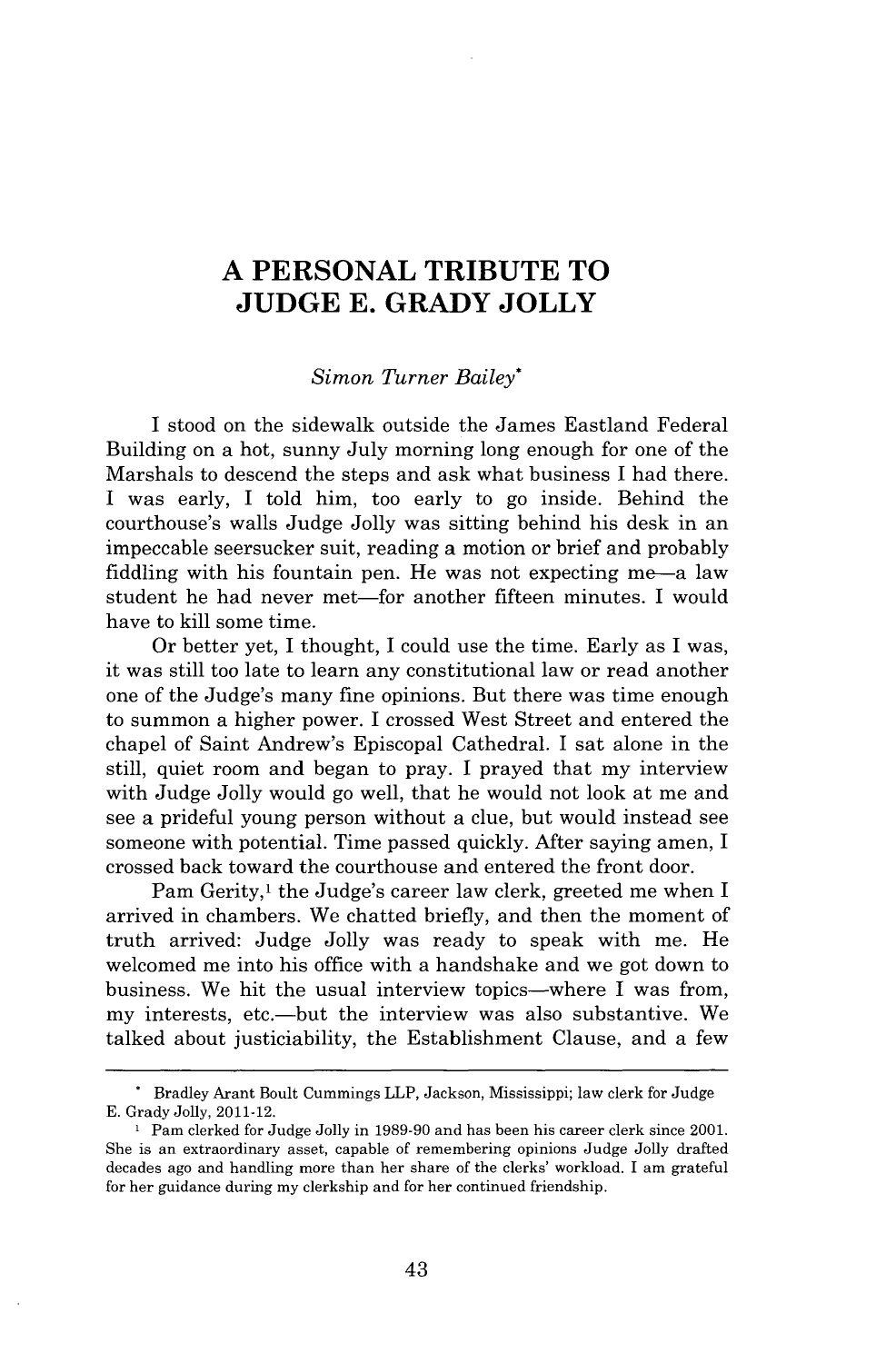# A PERSONAL TRIBUTE TO JUDGE E. GRADY JOLLY

*Simon Turner Bailey*[*]

I stood on the sidewalk outside the James Eastland Federal Building on a hot, sunny July morning long enough for one of the Marshals to descend the steps and ask what business I had there. I was early, I told him, too early to go inside. Behind the courthouse's walls Judge Jolly was sitting behind his desk in an impeccable seersucker suit, reading a motion or brief and probably fiddling with his fountain pen. He was not expecting me—a law student he had never met—for another fifteen minutes. I would have to kill some time.

Or better yet, I thought, I could use the time. Early as I was, it was still too late to learn any constitutional law or read another one of the Judge's many fine opinions. But there was time enough to summon a higher power. I crossed West Street and entered the chapel of Saint Andrew's Episcopal Cathedral. I sat alone in the still, quiet room and began to pray. I prayed that my interview with Judge Jolly would go well, that he would not look at me and see a prideful young person without a clue, but would instead see someone with potential. Time passed quickly. After saying amen, I crossed back toward the courthouse and entered the front door.

Pam Gerity,[1] the Judge's career law clerk, greeted me when I arrived in chambers. We chatted briefly, and then the moment of truth arrived: Judge Jolly was ready to speak with me. He welcomed me into his office with a handshake and we got down to business. We hit the usual interview topics—where I was from, my interests, etc.—but the interview was also substantive. We talked about justiciability, the Establishment Clause, and a few

---

[*] Bradley Arant Boult Cummings LLP, Jackson, Mississippi; law clerk for Judge E. Grady Jolly, 2011-12.

[1] Pam clerked for Judge Jolly in 1989-90 and has been his career clerk since 2001. She is an extraordinary asset, capable of remembering opinions Judge Jolly drafted decades ago and handling more than her share of the clerks' workload. I am grateful for her guidance during my clerkship and for her continued friendship.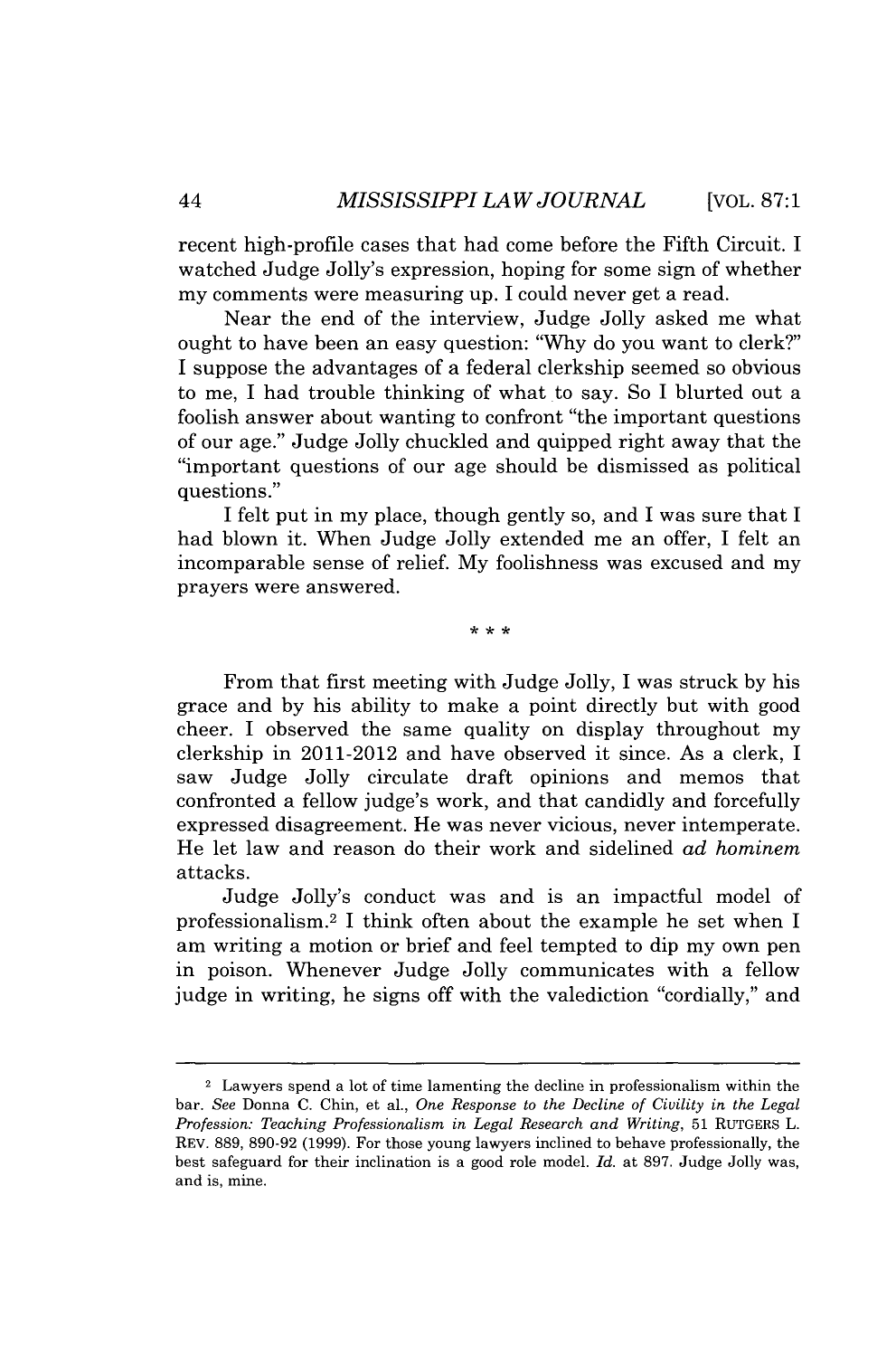recent high-profile cases that had come before the Fifth Circuit. I watched Judge Jolly's expression, hoping for some sign of whether my comments were measuring up. I could never get a read.

Near the end of the interview, Judge Jolly asked me what ought to have been an easy question: "Why do you want to clerk?" I suppose the advantages of a federal clerkship seemed so obvious to me, I had trouble thinking of what to say. So I blurted out a foolish answer about wanting to confront "the important questions of our age." Judge Jolly chuckled and quipped right away that the "important questions of our age should be dismissed as political questions."

I felt put in my place, though gently so, and I was sure that I had blown it. When Judge Jolly extended me an offer, I felt an incomparable sense of relief. My foolishness was excused and my prayers were answered.

\* \* \*

From that first meeting with Judge Jolly, I was struck by his grace and by his ability to make a point directly but with good cheer. I observed the same quality on display throughout my clerkship in 2011-2012 and have observed it since. As a clerk, I saw Judge Jolly circulate draft opinions and memos that confronted a fellow judge's work, and that candidly and forcefully expressed disagreement. He was never vicious, never intemperate. He let law and reason do their work and sidelined *ad hominem* attacks.

Judge Jolly's conduct was and is an impactful model of professionalism.[2] I think often about the example he set when I am writing a motion or brief and feel tempted to dip my own pen in poison. Whenever Judge Jolly communicates with a fellow judge in writing, he signs off with the valediction "cordially," and

---

[2] Lawyers spend a lot of time lamenting the decline in professionalism within the bar. *See* Donna C. Chin, et al., *One Response to the Decline of Civility in the Legal Profession: Teaching Professionalism in Legal Research and Writing*, 51 RUTGERS L. REV. 889, 890-92 (1999). For those young lawyers inclined to behave professionally, the best safeguard for their inclination is a good role model. *Id.* at 897. Judge Jolly was, and is, mine.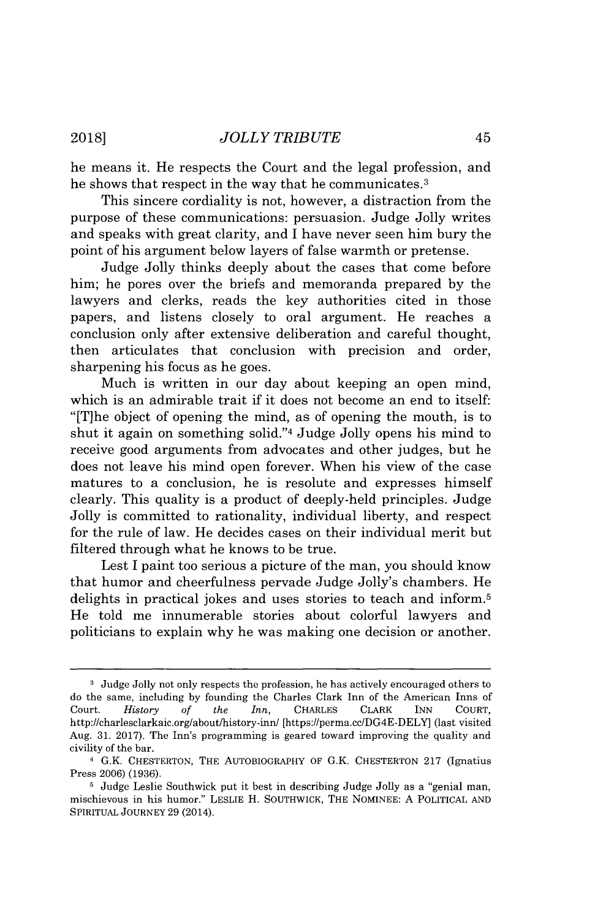he means it. He respects the Court and the legal profession, and he shows that respect in the way that he communicates.[3]

This sincere cordiality is not, however, a distraction from the purpose of these communications: persuasion. Judge Jolly writes and speaks with great clarity, and I have never seen him bury the point of his argument below layers of false warmth or pretense.

Judge Jolly thinks deeply about the cases that come before him; he pores over the briefs and memoranda prepared by the lawyers and clerks, reads the key authorities cited in those papers, and listens closely to oral argument. He reaches a conclusion only after extensive deliberation and careful thought, then articulates that conclusion with precision and order, sharpening his focus as he goes.

Much is written in our day about keeping an open mind, which is an admirable trait if it does not become an end to itself: "[T]he object of opening the mind, as of opening the mouth, is to shut it again on something solid."[4] Judge Jolly opens his mind to receive good arguments from advocates and other judges, but he does not leave his mind open forever. When his view of the case matures to a conclusion, he is resolute and expresses himself clearly. This quality is a product of deeply-held principles. Judge Jolly is committed to rationality, individual liberty, and respect for the rule of law. He decides cases on their individual merit but filtered through what he knows to be true.

Lest I paint too serious a picture of the man, you should know that humor and cheerfulness pervade Judge Jolly's chambers. He delights in practical jokes and uses stories to teach and inform.[5] He told me innumerable stories about colorful lawyers and politicians to explain why he was making one decision or another.

---

[3] Judge Jolly not only respects the profession, he has actively encouraged others to do the same, including by founding the Charles Clark Inn of the American Inns of Court. *History of the Inn*, CHARLES CLARK INN COURT, http://charlesclarkaic.org/about/history-inn/ [https://perma.cc/DG4E-DELY] (last visited Aug. 31. 2017). The Inn's programming is geared toward improving the quality and civility of the bar.

[4] G.K. CHESTERTON, THE AUTOBIOGRAPHY OF G.K. CHESTERTON 217 (Ignatius Press 2006) (1936).

[5] Judge Leslie Southwick put it best in describing Judge Jolly as a "genial man, mischievous in his humor." LESLIE H. SOUTHWICK, THE NOMINEE: A POLITICAL AND SPIRITUAL JOURNEY 29 (2014).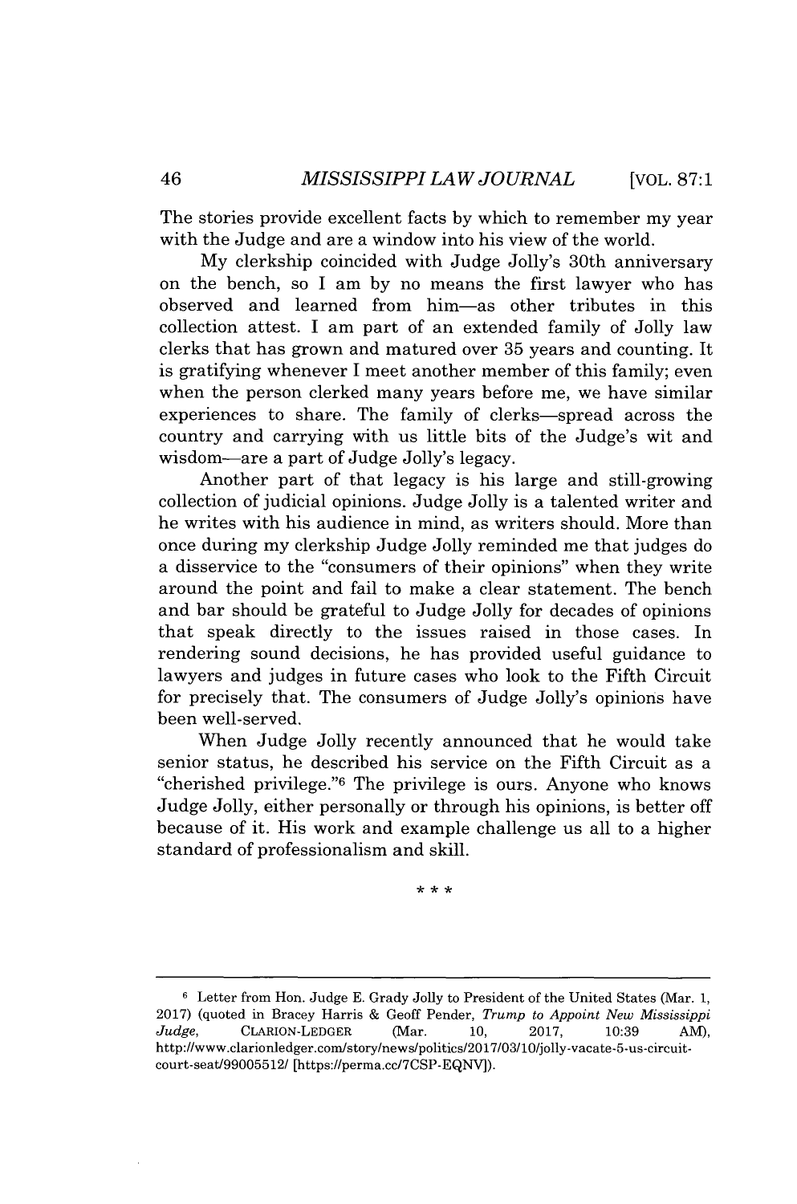The stories provide excellent facts by which to remember my year with the Judge and are a window into his view of the world.

My clerkship coincided with Judge Jolly's 30th anniversary on the bench, so I am by no means the first lawyer who has observed and learned from him—as other tributes in this collection attest. I am part of an extended family of Jolly law clerks that has grown and matured over 35 years and counting. It is gratifying whenever I meet another member of this family; even when the person clerked many years before me, we have similar experiences to share. The family of clerks—spread across the country and carrying with us little bits of the Judge's wit and wisdom—are a part of Judge Jolly's legacy.

Another part of that legacy is his large and still-growing collection of judicial opinions. Judge Jolly is a talented writer and he writes with his audience in mind, as writers should. More than once during my clerkship Judge Jolly reminded me that judges do a disservice to the "consumers of their opinions" when they write around the point and fail to make a clear statement. The bench and bar should be grateful to Judge Jolly for decades of opinions that speak directly to the issues raised in those cases. In rendering sound decisions, he has provided useful guidance to lawyers and judges in future cases who look to the Fifth Circuit for precisely that. The consumers of Judge Jolly's opinions have been well-served.

When Judge Jolly recently announced that he would take senior status, he described his service on the Fifth Circuit as a "cherished privilege."[6] The privilege is ours. Anyone who knows Judge Jolly, either personally or through his opinions, is better off because of it. His work and example challenge us all to a higher standard of professionalism and skill.

\* \* \*

---

[6] Letter from Hon. Judge E. Grady Jolly to President of the United States (Mar. 1, 2017) (quoted in Bracey Harris & Geoff Pender, *Trump to Appoint New Mississippi Judge*, CLARION-LEDGER (Mar. 10, 2017, 10:39 AM), http://www.clarionledger.com/story/news/politics/2017/03/10/jolly-vacate-5-us-circuit-court-seat/99005512/ [https://perma.cc/7CSP-EQNV]).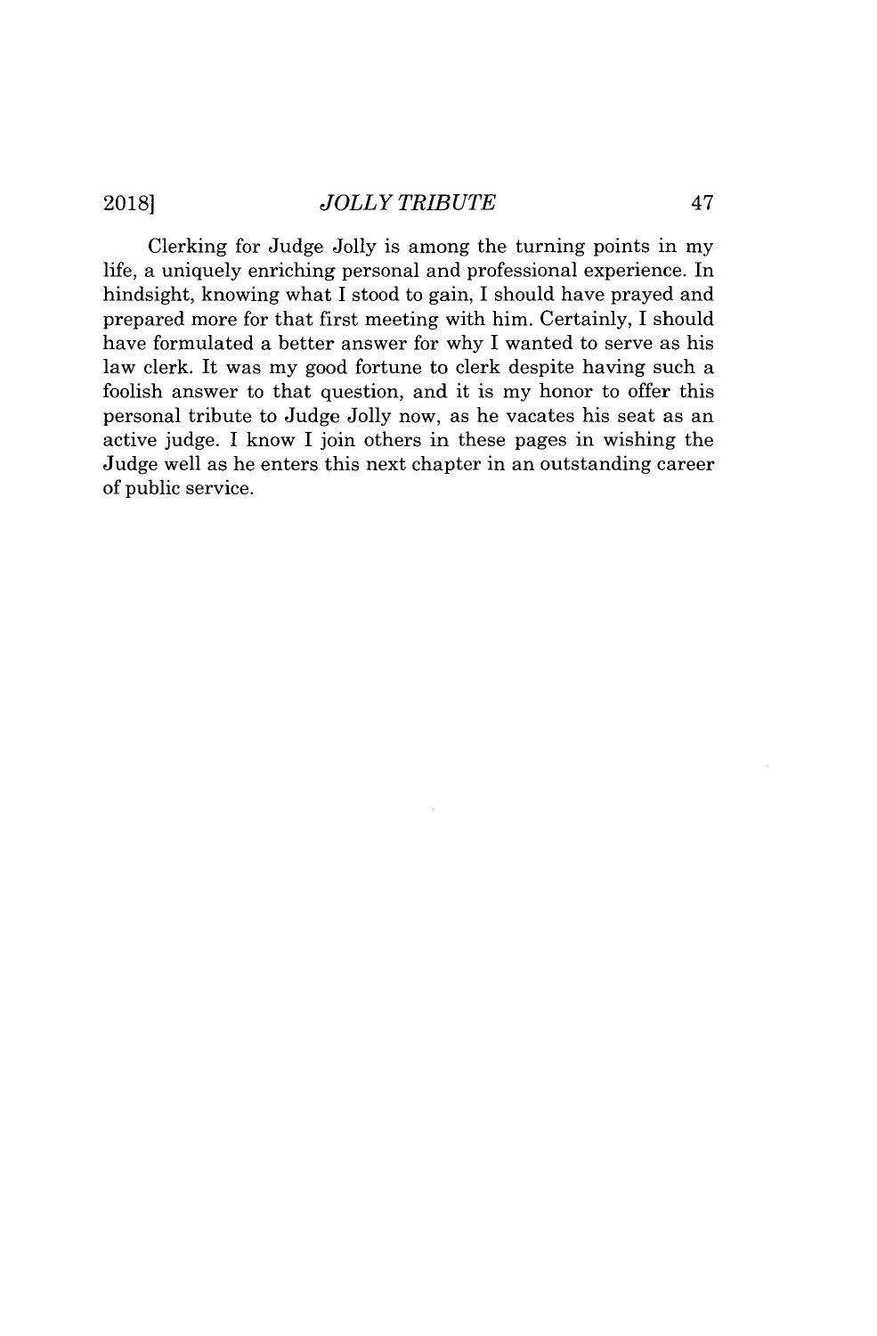Clerking for Judge Jolly is among the turning points in my life, a uniquely enriching personal and professional experience. In hindsight, knowing what I stood to gain, I should have prayed and prepared more for that first meeting with him. Certainly, I should have formulated a better answer for why I wanted to serve as his law clerk. It was my good fortune to clerk despite having such a foolish answer to that question, and it is my honor to offer this personal tribute to Judge Jolly now, as he vacates his seat as an active judge. I know I join others in these pages in wishing the Judge well as he enters this next chapter in an outstanding career of public service.